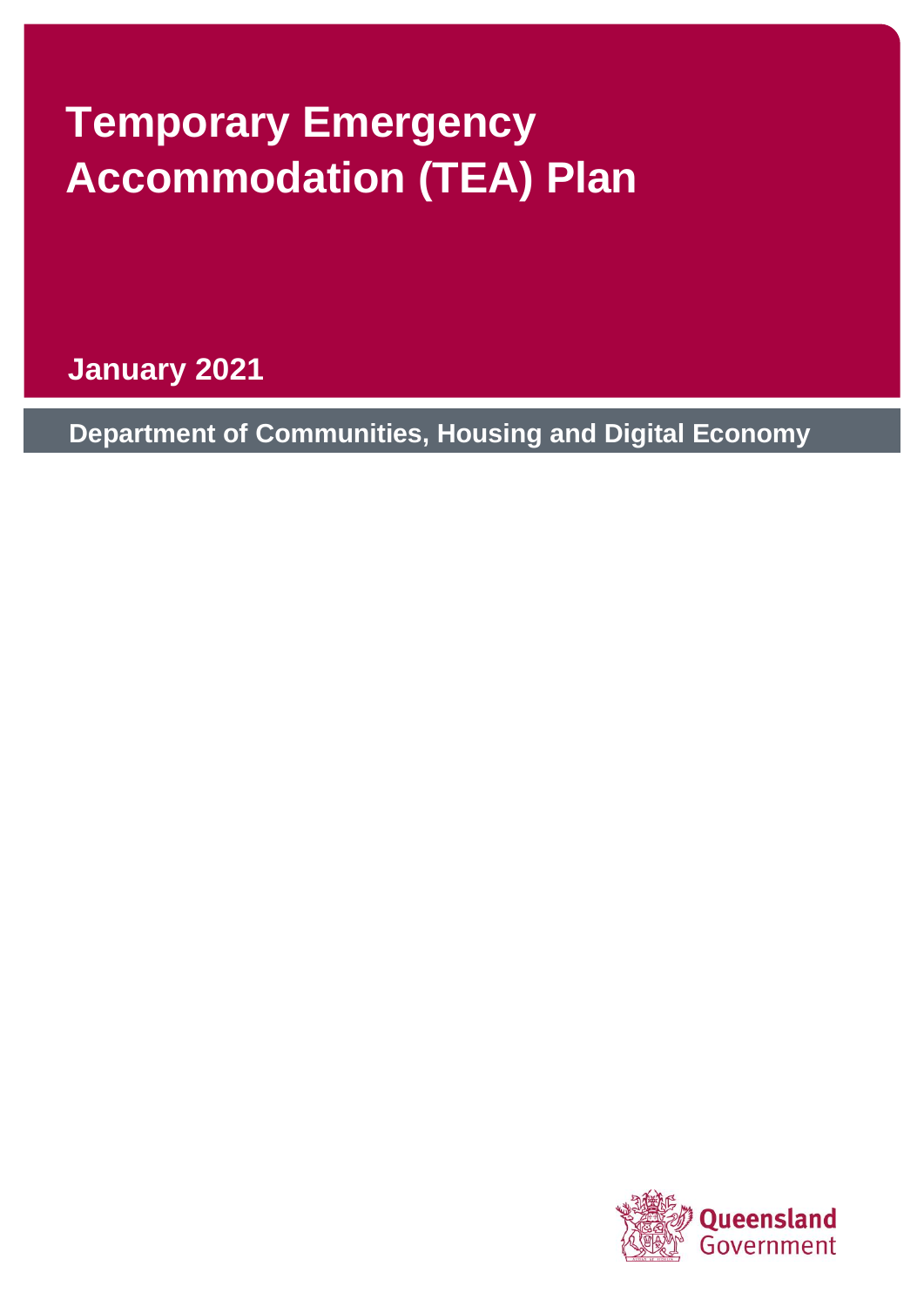# Temporary Emergency Accommodation (TEA) Plan

**January 2021**

**Department of Communities, Housing and Digital Economy**

Queensland Government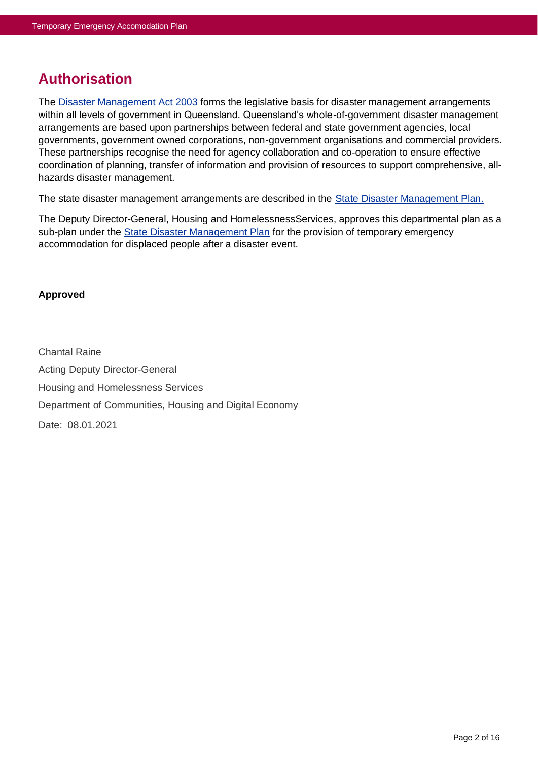# Authorisation

The Disaster Management Act 2003 forms the legislative basis for disaster management arrangements within all levels of government in Queensland. Queensland's whole-of-government disaster management arrangements are based upon partnerships between federal and state government agencies, local governments, government owned corporations, non-government organisations and commercial providers. These partnerships recognise the need for agency collaboration and co-operation to ensure effective coordination of planning, transfer of information and provision of resources to support comprehensive, all-hazards disaster management.

The state disaster management arrangements are described in the State Disaster Management Plan.

The Deputy Director-General, Housing and HomelessnessServices, approves this departmental plan as a sub-plan under the State Disaster Management Plan for the provision of temporary emergency accommodation for displaced people after a disaster event.

**Approved**

Chantal Raine

Acting Deputy Director-General

Housing and Homelessness Services

Department of Communities, Housing and Digital Economy

Date: 08.01.2021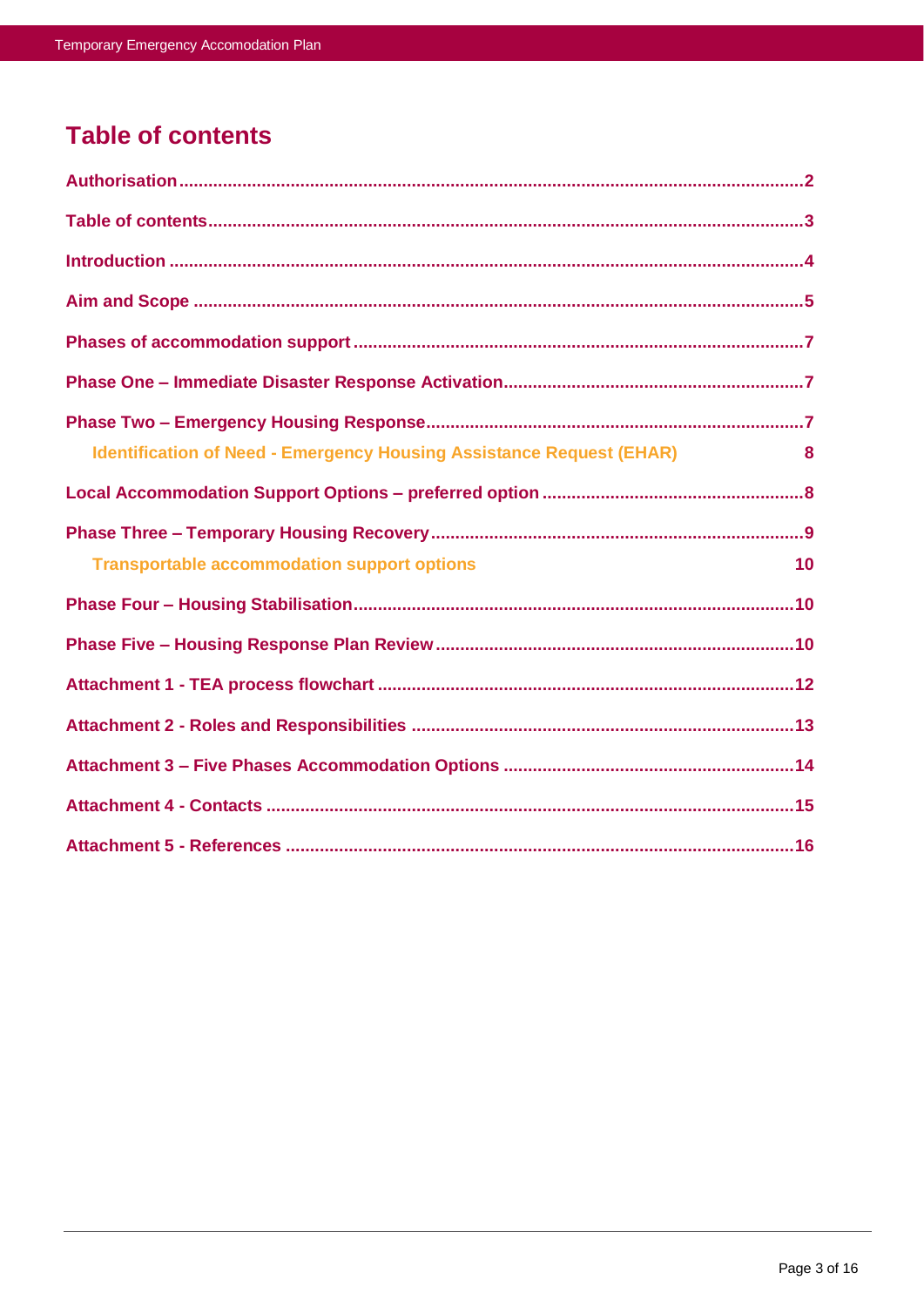# Table of contents

Authorisation ........................................................................................................................2

Table of contents ...................................................................................................................3

Introduction ...........................................................................................................................4

Aim and Scope ......................................................................................................................5

Phases of accommodation support .....................................................................................7

Phase One – Immediate Disaster Response Activation ......................................................7

Phase Two – Emergency Housing Response ......................................................................7

- Identification of Need - Emergency Housing Assistance Request (EHAR) 8

Local Accommodation Support Options – preferred option ...............................................8

Phase Three – Temporary Housing Recovery .....................................................................9

- Transportable accommodation support options 10

Phase Four – Housing Stabilisation ...................................................................................10

Phase Five – Housing Response Plan Review ..................................................................10

Attachment 1 - TEA process flowchart ...............................................................................12

Attachment 2 - Roles and Responsibilities ........................................................................13

Attachment 3 – Five Phases Accommodation Options .....................................................14

Attachment 4 - Contacts .....................................................................................................15

Attachment 5 - References ..................................................................................................16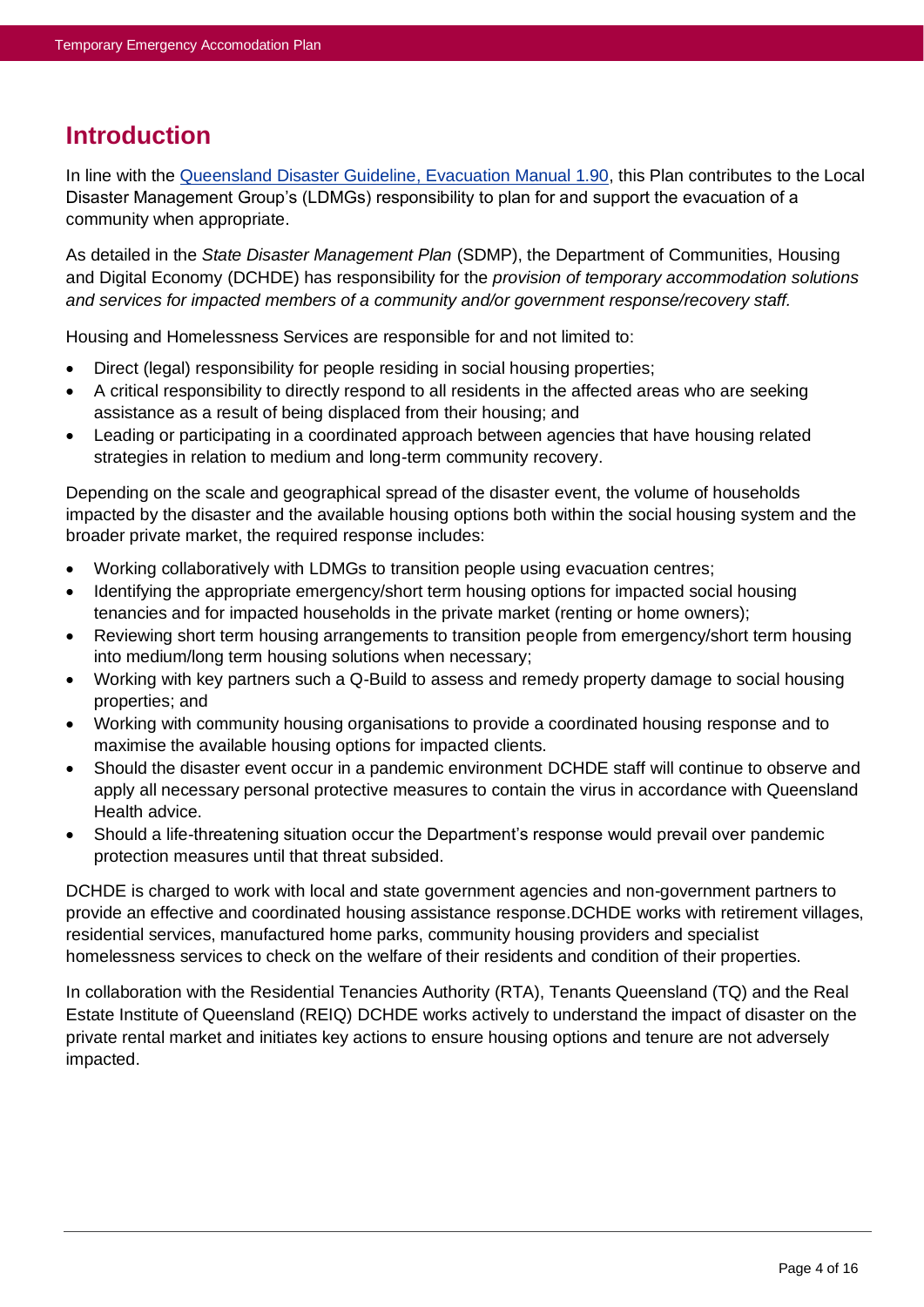## Introduction

In line with the [Queensland Disaster Guideline, Evacuation Manual 1.90](), this Plan contributes to the Local Disaster Management Group's (LDMGs) responsibility to plan for and support the evacuation of a community when appropriate.

As detailed in the *State Disaster Management Plan* (SDMP), the Department of Communities, Housing and Digital Economy (DCHDE) has responsibility for the *provision of temporary accommodation solutions and services for impacted members of a community and/or government response/recovery staff.*

Housing and Homelessness Services are responsible for and not limited to:

- Direct (legal) responsibility for people residing in social housing properties;
- A critical responsibility to directly respond to all residents in the affected areas who are seeking assistance as a result of being displaced from their housing; and
- Leading or participating in a coordinated approach between agencies that have housing related strategies in relation to medium and long-term community recovery.

Depending on the scale and geographical spread of the disaster event, the volume of households impacted by the disaster and the available housing options both within the social housing system and the broader private market, the required response includes:

- Working collaboratively with LDMGs to transition people using evacuation centres;
- Identifying the appropriate emergency/short term housing options for impacted social housing tenancies and for impacted households in the private market (renting or home owners);
- Reviewing short term housing arrangements to transition people from emergency/short term housing into medium/long term housing solutions when necessary;
- Working with key partners such a Q-Build to assess and remedy property damage to social housing properties; and
- Working with community housing organisations to provide a coordinated housing response and to maximise the available housing options for impacted clients.
- Should the disaster event occur in a pandemic environment DCHDE staff will continue to observe and apply all necessary personal protective measures to contain the virus in accordance with Queensland Health advice.
- Should a life-threatening situation occur the Department's response would prevail over pandemic protection measures until that threat subsided.

DCHDE is charged to work with local and state government agencies and non-government partners to provide an effective and coordinated housing assistance response.DCHDE works with retirement villages, residential services, manufactured home parks, community housing providers and specialist homelessness services to check on the welfare of their residents and condition of their properties.

In collaboration with the Residential Tenancies Authority (RTA), Tenants Queensland (TQ) and the Real Estate Institute of Queensland (REIQ) DCHDE works actively to understand the impact of disaster on the private rental market and initiates key actions to ensure housing options and tenure are not adversely impacted.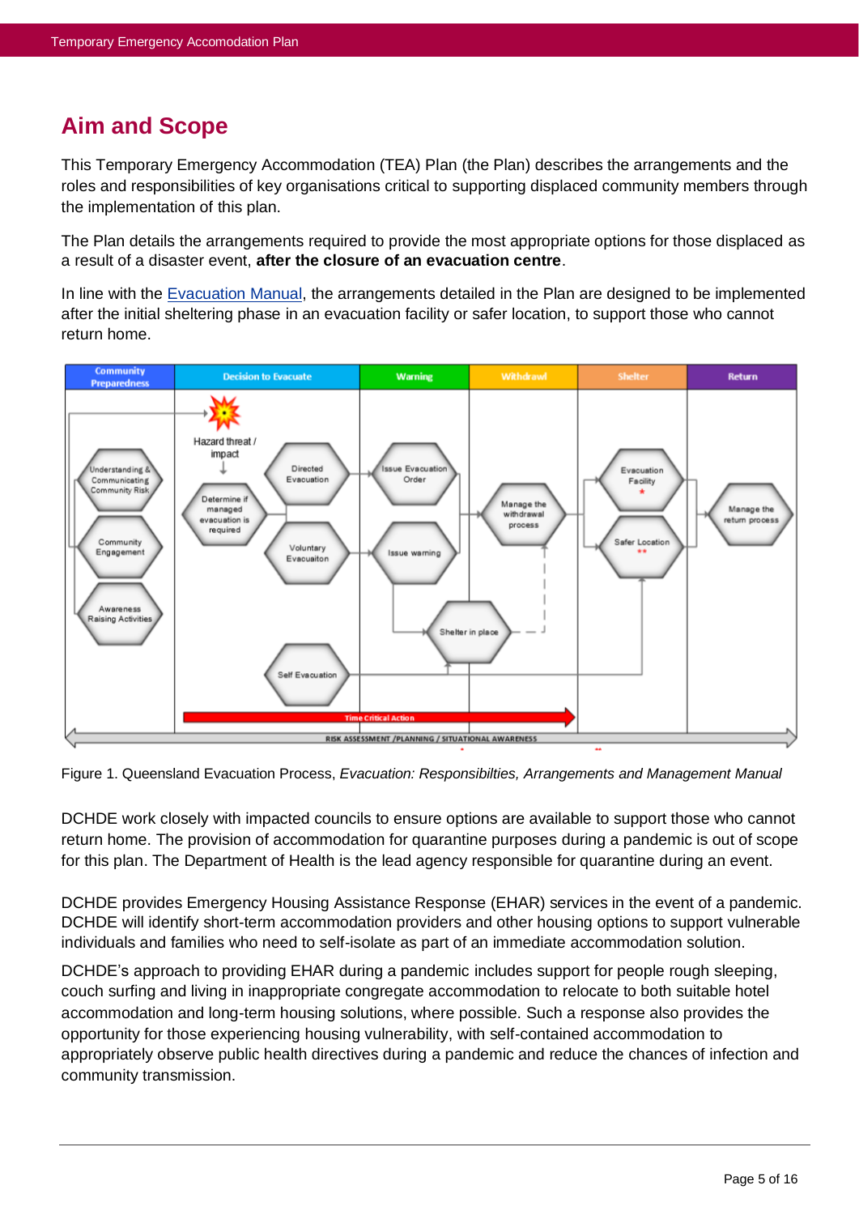## Aim and Scope

This Temporary Emergency Accommodation (TEA) Plan (the Plan) describes the arrangements and the roles and responsibilities of key organisations critical to supporting displaced community members through the implementation of this plan.

The Plan details the arrangements required to provide the most appropriate options for those displaced as a result of a disaster event, **after the closure of an evacuation centre**.

In line with the Evacuation Manual, the arrangements detailed in the Plan are designed to be implemented after the initial sheltering phase in an evacuation facility or safer location, to support those who cannot return home.

Figure 1. Queensland Evacuation Process, *Evacuation: Responsibilties, Arrangements and Management Manual*

DCHDE work closely with impacted councils to ensure options are available to support those who cannot return home. The provision of accommodation for quarantine purposes during a pandemic is out of scope for this plan. The Department of Health is the lead agency responsible for quarantine during an event.

DCHDE provides Emergency Housing Assistance Response (EHAR) services in the event of a pandemic. DCHDE will identify short-term accommodation providers and other housing options to support vulnerable individuals and families who need to self-isolate as part of an immediate accommodation solution.

DCHDE's approach to providing EHAR during a pandemic includes support for people rough sleeping, couch surfing and living in inappropriate congregate accommodation to relocate to both suitable hotel accommodation and long-term housing solutions, where possible. Such a response also provides the opportunity for those experiencing housing vulnerability, with self-contained accommodation to appropriately observe public health directives during a pandemic and reduce the chances of infection and community transmission.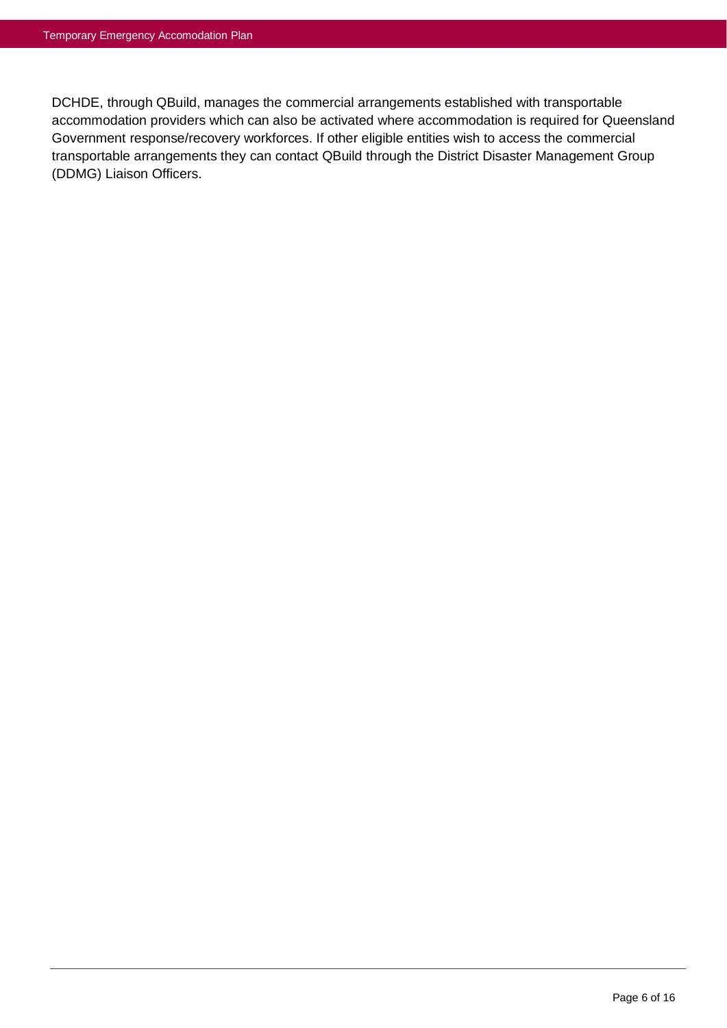DCHDE, through QBuild, manages the commercial arrangements established with transportable accommodation providers which can also be activated where accommodation is required for Queensland Government response/recovery workforces. If other eligible entities wish to access the commercial transportable arrangements they can contact QBuild through the District Disaster Management Group (DDMG) Liaison Officers.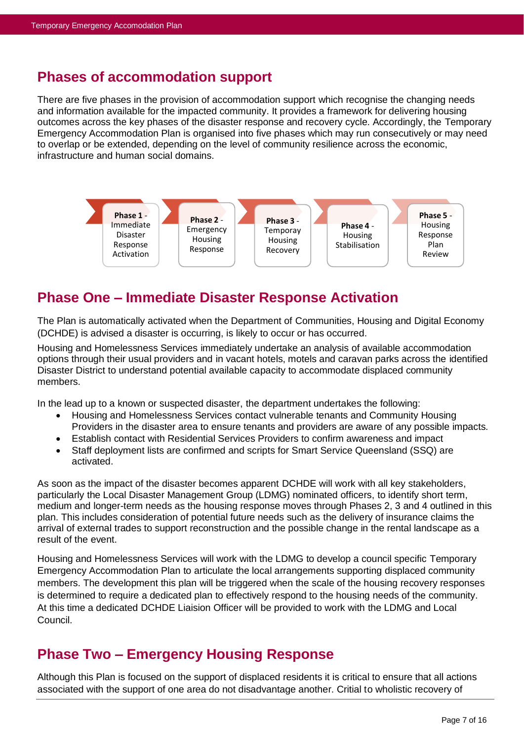## Phases of accommodation support

There are five phases in the provision of accommodation support which recognise the changing needs and information available for the impacted community. It provides a framework for delivering housing outcomes across the key phases of the disaster response and recovery cycle. Accordingly, the Temporary Emergency Accommodation Plan is organised into five phases which may run consecutively or may need to overlap or be extended, depending on the level of community resilience across the economic, infrastructure and human social domains.

**Phase 1** - Immediate Disaster Response Activation → **Phase 2** - Emergency Housing Response → **Phase 3** - Temporay Housing Recovery → **Phase 4** - Housing Stabilisation → **Phase 5** - Housing Response Plan Review

## Phase One – Immediate Disaster Response Activation

The Plan is automatically activated when the Department of Communities, Housing and Digital Economy (DCHDE) is advised a disaster is occurring, is likely to occur or has occurred.

Housing and Homelessness Services immediately undertake an analysis of available accommodation options through their usual providers and in vacant hotels, motels and caravan parks across the identified Disaster District to understand potential available capacity to accommodate displaced community members.

In the lead up to a known or suspected disaster, the department undertakes the following:

- Housing and Homelessness Services contact vulnerable tenants and Community Housing Providers in the disaster area to ensure tenants and providers are aware of any possible impacts.
- Establish contact with Residential Services Providers to confirm awareness and impact
- Staff deployment lists are confirmed and scripts for Smart Service Queensland (SSQ) are activated.

As soon as the impact of the disaster becomes apparent DCHDE will work with all key stakeholders, particularly the Local Disaster Management Group (LDMG) nominated officers, to identify short term, medium and longer-term needs as the housing response moves through Phases 2, 3 and 4 outlined in this plan. This includes consideration of potential future needs such as the delivery of insurance claims the arrival of external trades to support reconstruction and the possible change in the rental landscape as a result of the event.

Housing and Homelessness Services will work with the LDMG to develop a council specific Temporary Emergency Accommodation Plan to articulate the local arrangements supporting displaced community members. The development this plan will be triggered when the scale of the housing recovery responses is determined to require a dedicated plan to effectively respond to the housing needs of the community. At this time a dedicated DCHDE Liaision Officer will be provided to work with the LDMG and Local Council.

## Phase Two – Emergency Housing Response

Although this Plan is focused on the support of displaced residents it is critical to ensure that all actions associated with the support of one area do not disadvantage another. Critial to wholistic recovery of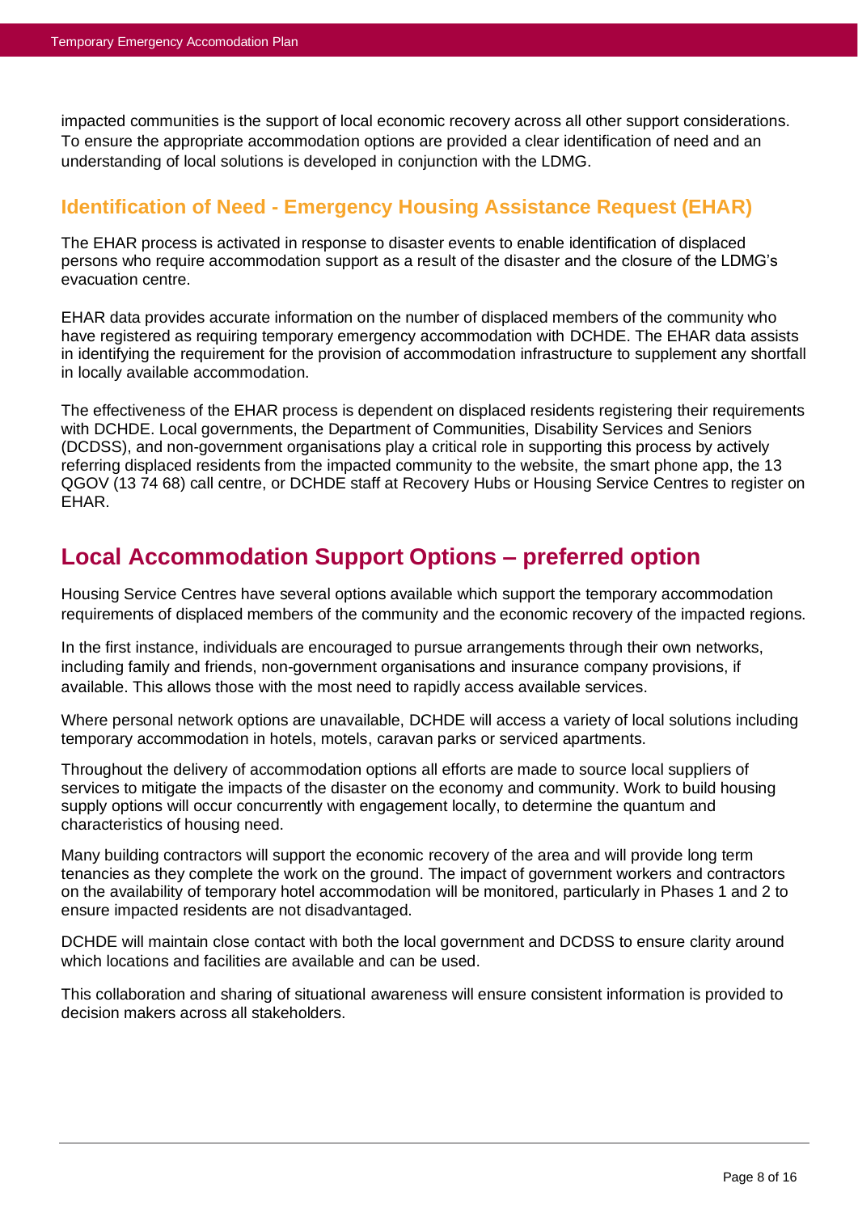impacted communities is the support of local economic recovery across all other support considerations. To ensure the appropriate accommodation options are provided a clear identification of need and an understanding of local solutions is developed in conjunction with the LDMG.

### Identification of Need - Emergency Housing Assistance Request (EHAR)

The EHAR process is activated in response to disaster events to enable identification of displaced persons who require accommodation support as a result of the disaster and the closure of the LDMG's evacuation centre.

EHAR data provides accurate information on the number of displaced members of the community who have registered as requiring temporary emergency accommodation with DCHDE. The EHAR data assists in identifying the requirement for the provision of accommodation infrastructure to supplement any shortfall in locally available accommodation.

The effectiveness of the EHAR process is dependent on displaced residents registering their requirements with DCHDE. Local governments, the Department of Communities, Disability Services and Seniors (DCDSS), and non-government organisations play a critical role in supporting this process by actively referring displaced residents from the impacted community to the website, the smart phone app, the 13 QGOV (13 74 68) call centre, or DCHDE staff at Recovery Hubs or Housing Service Centres to register on EHAR.

## Local Accommodation Support Options – preferred option

Housing Service Centres have several options available which support the temporary accommodation requirements of displaced members of the community and the economic recovery of the impacted regions.

In the first instance, individuals are encouraged to pursue arrangements through their own networks, including family and friends, non-government organisations and insurance company provisions, if available. This allows those with the most need to rapidly access available services.

Where personal network options are unavailable, DCHDE will access a variety of local solutions including temporary accommodation in hotels, motels, caravan parks or serviced apartments.

Throughout the delivery of accommodation options all efforts are made to source local suppliers of services to mitigate the impacts of the disaster on the economy and community. Work to build housing supply options will occur concurrently with engagement locally, to determine the quantum and characteristics of housing need.

Many building contractors will support the economic recovery of the area and will provide long term tenancies as they complete the work on the ground. The impact of government workers and contractors on the availability of temporary hotel accommodation will be monitored, particularly in Phases 1 and 2 to ensure impacted residents are not disadvantaged.

DCHDE will maintain close contact with both the local government and DCDSS to ensure clarity around which locations and facilities are available and can be used.

This collaboration and sharing of situational awareness will ensure consistent information is provided to decision makers across all stakeholders.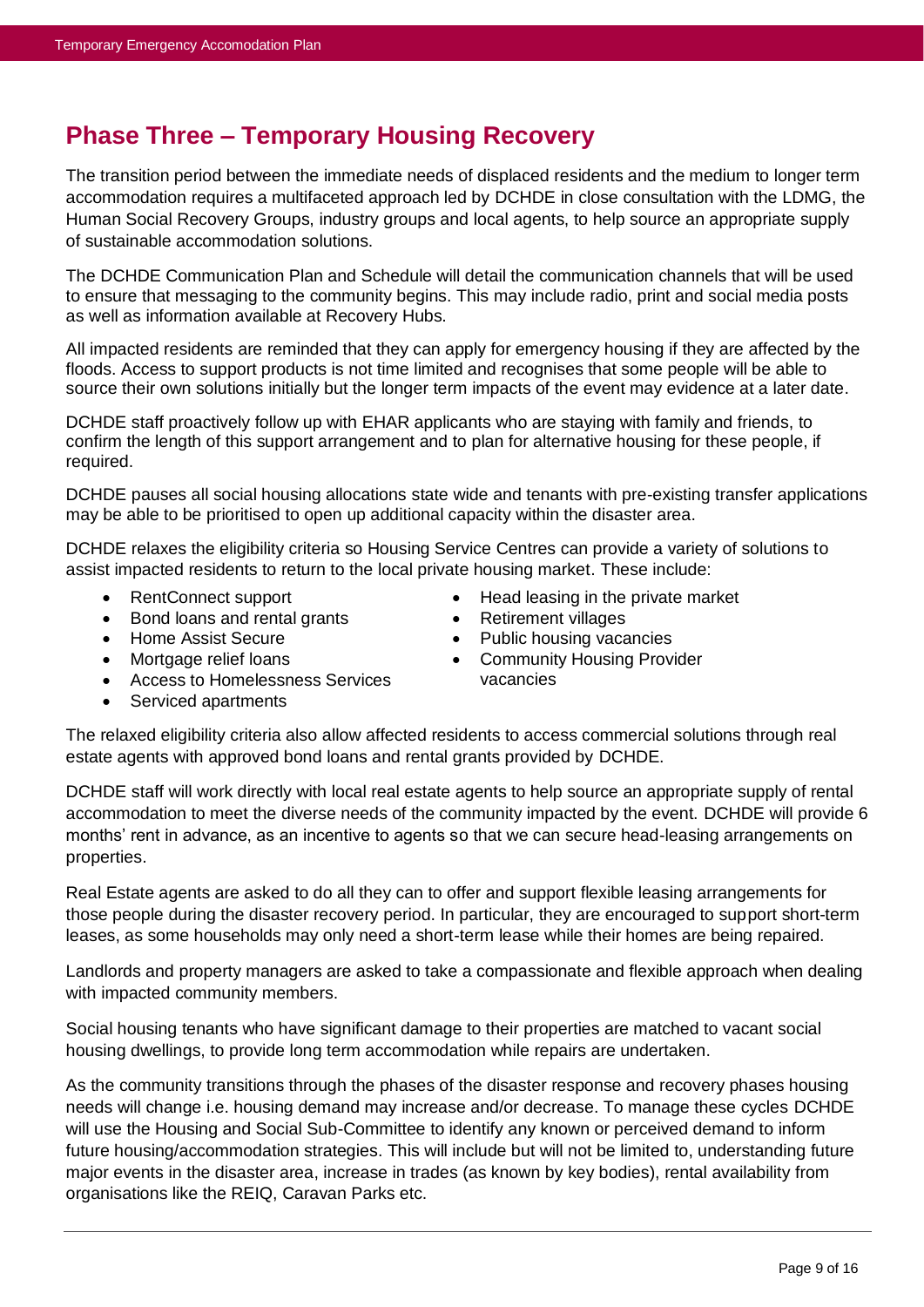## Phase Three – Temporary Housing Recovery

The transition period between the immediate needs of displaced residents and the medium to longer term accommodation requires a multifaceted approach led by DCHDE in close consultation with the LDMG, the Human Social Recovery Groups, industry groups and local agents, to help source an appropriate supply of sustainable accommodation solutions.

The DCHDE Communication Plan and Schedule will detail the communication channels that will be used to ensure that messaging to the community begins. This may include radio, print and social media posts as well as information available at Recovery Hubs.

All impacted residents are reminded that they can apply for emergency housing if they are affected by the floods. Access to support products is not time limited and recognises that some people will be able to source their own solutions initially but the longer term impacts of the event may evidence at a later date.

DCHDE staff proactively follow up with EHAR applicants who are staying with family and friends, to confirm the length of this support arrangement and to plan for alternative housing for these people, if required.

DCHDE pauses all social housing allocations state wide and tenants with pre-existing transfer applications may be able to be prioritised to open up additional capacity within the disaster area.

DCHDE relaxes the eligibility criteria so Housing Service Centres can provide a variety of solutions to assist impacted residents to return to the local private housing market. These include:

- RentConnect support
- Bond loans and rental grants
- Home Assist Secure
- Mortgage relief loans
- Access to Homelessness Services
- Serviced apartments
- Head leasing in the private market
- Retirement villages
- Public housing vacancies
- Community Housing Provider vacancies

The relaxed eligibility criteria also allow affected residents to access commercial solutions through real estate agents with approved bond loans and rental grants provided by DCHDE.

DCHDE staff will work directly with local real estate agents to help source an appropriate supply of rental accommodation to meet the diverse needs of the community impacted by the event. DCHDE will provide 6 months' rent in advance, as an incentive to agents so that we can secure head-leasing arrangements on properties.

Real Estate agents are asked to do all they can to offer and support flexible leasing arrangements for those people during the disaster recovery period. In particular, they are encouraged to support short-term leases, as some households may only need a short-term lease while their homes are being repaired.

Landlords and property managers are asked to take a compassionate and flexible approach when dealing with impacted community members.

Social housing tenants who have significant damage to their properties are matched to vacant social housing dwellings, to provide long term accommodation while repairs are undertaken.

As the community transitions through the phases of the disaster response and recovery phases housing needs will change i.e. housing demand may increase and/or decrease. To manage these cycles DCHDE will use the Housing and Social Sub-Committee to identify any known or perceived demand to inform future housing/accommodation strategies. This will include but will not be limited to, understanding future major events in the disaster area, increase in trades (as known by key bodies), rental availability from organisations like the REIQ, Caravan Parks etc.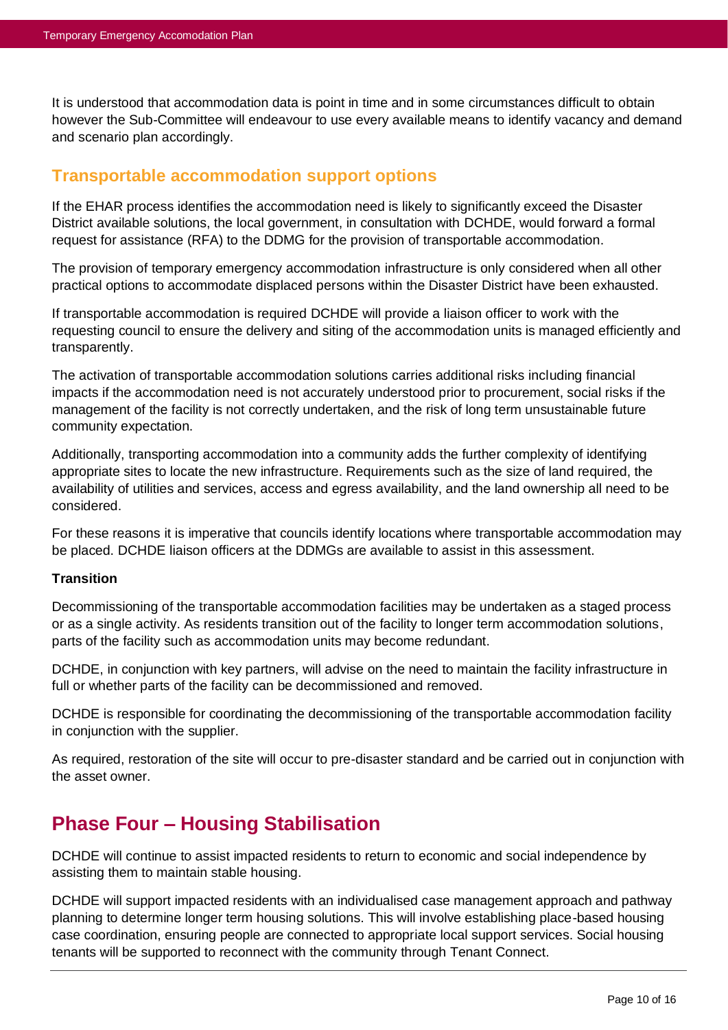It is understood that accommodation data is point in time and in some circumstances difficult to obtain however the Sub-Committee will endeavour to use every available means to identify vacancy and demand and scenario plan accordingly.

## Transportable accommodation support options

If the EHAR process identifies the accommodation need is likely to significantly exceed the Disaster District available solutions, the local government, in consultation with DCHDE, would forward a formal request for assistance (RFA) to the DDMG for the provision of transportable accommodation.

The provision of temporary emergency accommodation infrastructure is only considered when all other practical options to accommodate displaced persons within the Disaster District have been exhausted.

If transportable accommodation is required DCHDE will provide a liaison officer to work with the requesting council to ensure the delivery and siting of the accommodation units is managed efficiently and transparently.

The activation of transportable accommodation solutions carries additional risks including financial impacts if the accommodation need is not accurately understood prior to procurement, social risks if the management of the facility is not correctly undertaken, and the risk of long term unsustainable future community expectation.

Additionally, transporting accommodation into a community adds the further complexity of identifying appropriate sites to locate the new infrastructure. Requirements such as the size of land required, the availability of utilities and services, access and egress availability, and the land ownership all need to be considered.

For these reasons it is imperative that councils identify locations where transportable accommodation may be placed. DCHDE liaison officers at the DDMGs are available to assist in this assessment.

**Transition**

Decommissioning of the transportable accommodation facilities may be undertaken as a staged process or as a single activity. As residents transition out of the facility to longer term accommodation solutions, parts of the facility such as accommodation units may become redundant.

DCHDE, in conjunction with key partners, will advise on the need to maintain the facility infrastructure in full or whether parts of the facility can be decommissioned and removed.

DCHDE is responsible for coordinating the decommissioning of the transportable accommodation facility in conjunction with the supplier.

As required, restoration of the site will occur to pre-disaster standard and be carried out in conjunction with the asset owner.

# Phase Four – Housing Stabilisation

DCHDE will continue to assist impacted residents to return to economic and social independence by assisting them to maintain stable housing.

DCHDE will support impacted residents with an individualised case management approach and pathway planning to determine longer term housing solutions. This will involve establishing place-based housing case coordination, ensuring people are connected to appropriate local support services. Social housing tenants will be supported to reconnect with the community through Tenant Connect.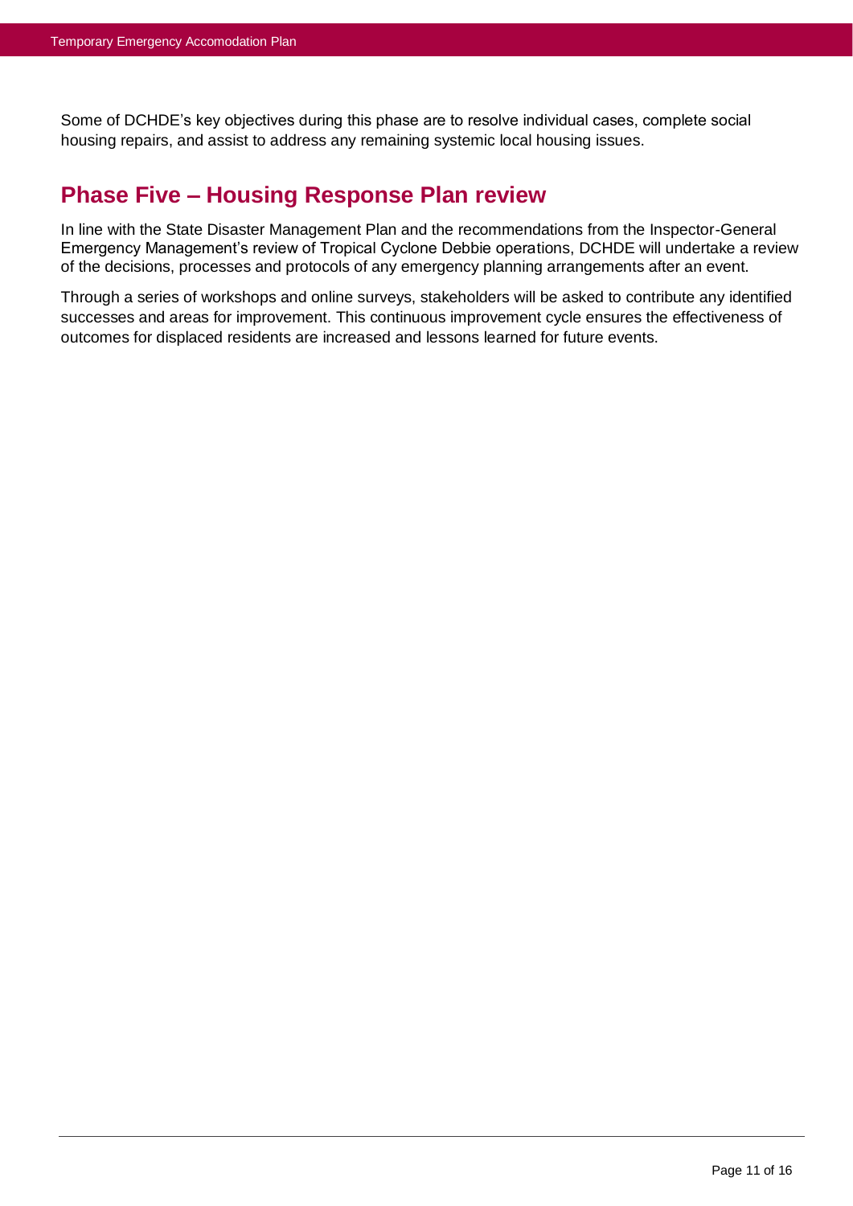Some of DCHDE's key objectives during this phase are to resolve individual cases, complete social housing repairs, and assist to address any remaining systemic local housing issues.

## Phase Five – Housing Response Plan review

In line with the State Disaster Management Plan and the recommendations from the Inspector-General Emergency Management's review of Tropical Cyclone Debbie operations, DCHDE will undertake a review of the decisions, processes and protocols of any emergency planning arrangements after an event.

Through a series of workshops and online surveys, stakeholders will be asked to contribute any identified successes and areas for improvement. This continuous improvement cycle ensures the effectiveness of outcomes for displaced residents are increased and lessons learned for future events.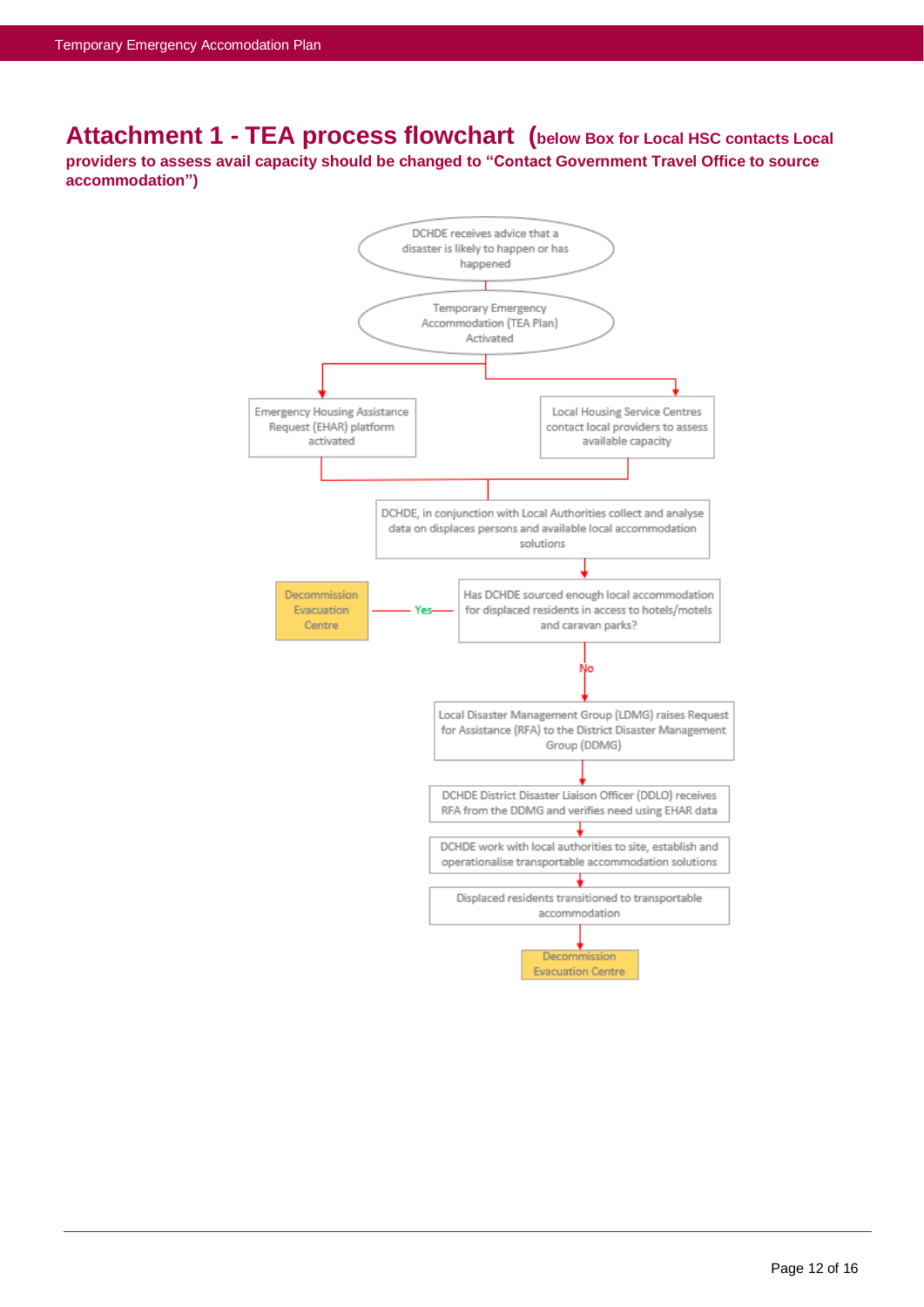# Attachment 1 - TEA process flowchart (below Box for Local HSC contacts Local providers to assess avail capacity should be changed to "Contact Government Travel Office to source accommodation")

DCHDE receives advice that a disaster is likely to happen or has happened

Temporary Emergency Accommodation (TEA Plan) Activated

Emergency Housing Assistance Request (EHAR) platform activated

Local Housing Service Centres contact local providers to assess available capacity

DCHDE, in conjunction with Local Authorities collect and analyse data on displaces persons and available local accommodation solutions

Has DCHDE sourced enough local accommodation for displaced residents in access to hotels/motels and caravan parks?

Yes → Decommission Evacuation Centre

No →

Local Disaster Management Group (LDMG) raises Request for Assistance (RFA) to the District Disaster Management Group (DDMG)

DCHDE District Disaster Liaison Officer (DDLO) receives RFA from the DDMG and verifies need using EHAR data

DCHDE work with local authorities to site, establish and operationalise transportable accommodation solutions

Displaced residents transitioned to transportable accommodation

Decommission Evacuation Centre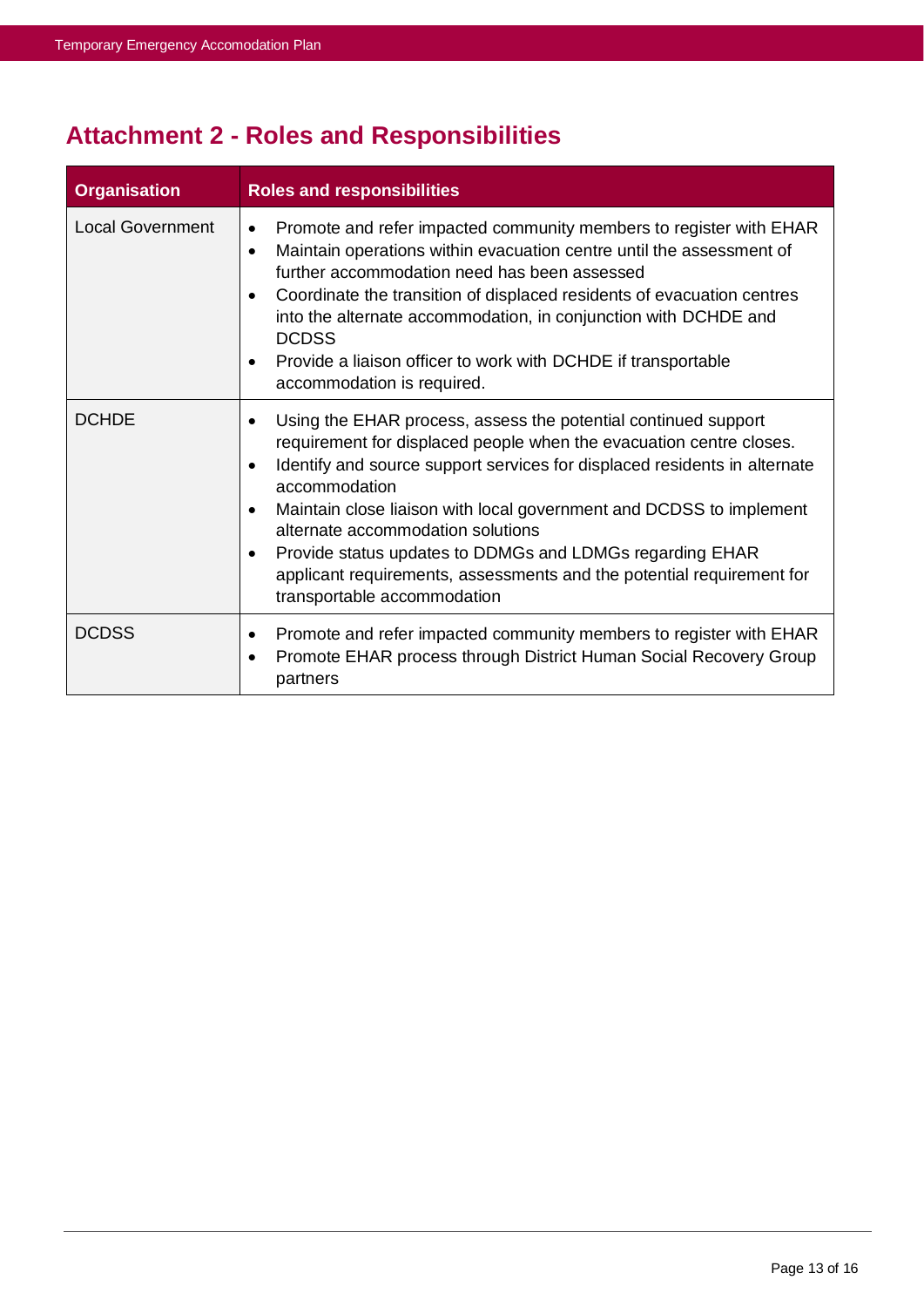# Attachment 2 - Roles and Responsibilities

| Organisation | Roles and responsibilities |
|---|---|
| Local Government | • Promote and refer impacted community members to register with EHAR<br>• Maintain operations within evacuation centre until the assessment of further accommodation need has been assessed<br>• Coordinate the transition of displaced residents of evacuation centres into the alternate accommodation, in conjunction with DCHDE and DCDSS<br>• Provide a liaison officer to work with DCHDE if transportable accommodation is required. |
| DCHDE | • Using the EHAR process, assess the potential continued support requirement for displaced people when the evacuation centre closes.<br>• Identify and source support services for displaced residents in alternate accommodation<br>• Maintain close liaison with local government and DCDSS to implement alternate accommodation solutions<br>• Provide status updates to DDMGs and LDMGs regarding EHAR applicant requirements, assessments and the potential requirement for transportable accommodation |
| DCDSS | • Promote and refer impacted community members to register with EHAR<br>• Promote EHAR process through District Human Social Recovery Group partners |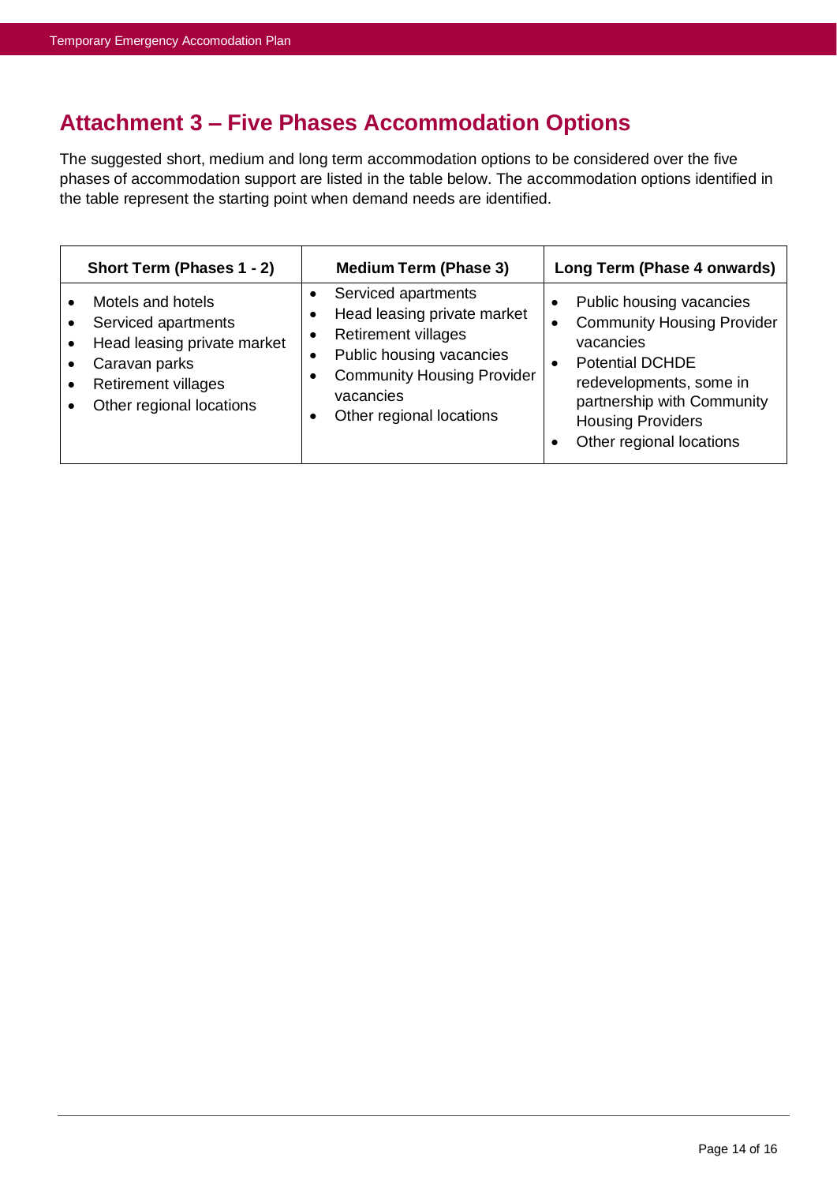## Attachment 3 – Five Phases Accommodation Options

The suggested short, medium and long term accommodation options to be considered over the five phases of accommodation support are listed in the table below. The accommodation options identified in the table represent the starting point when demand needs are identified.

| Short Term (Phases 1 - 2) | Medium Term (Phase 3) | Long Term (Phase 4 onwards) |
|---|---|---|
| • Motels and hotels<br>• Serviced apartments<br>• Head leasing private market<br>• Caravan parks<br>• Retirement villages<br>• Other regional locations | • Serviced apartments<br>• Head leasing private market<br>• Retirement villages<br>• Public housing vacancies<br>• Community Housing Provider vacancies<br>• Other regional locations | • Public housing vacancies<br>• Community Housing Provider vacancies<br>• Potential DCHDE redevelopments, some in partnership with Community Housing Providers<br>• Other regional locations |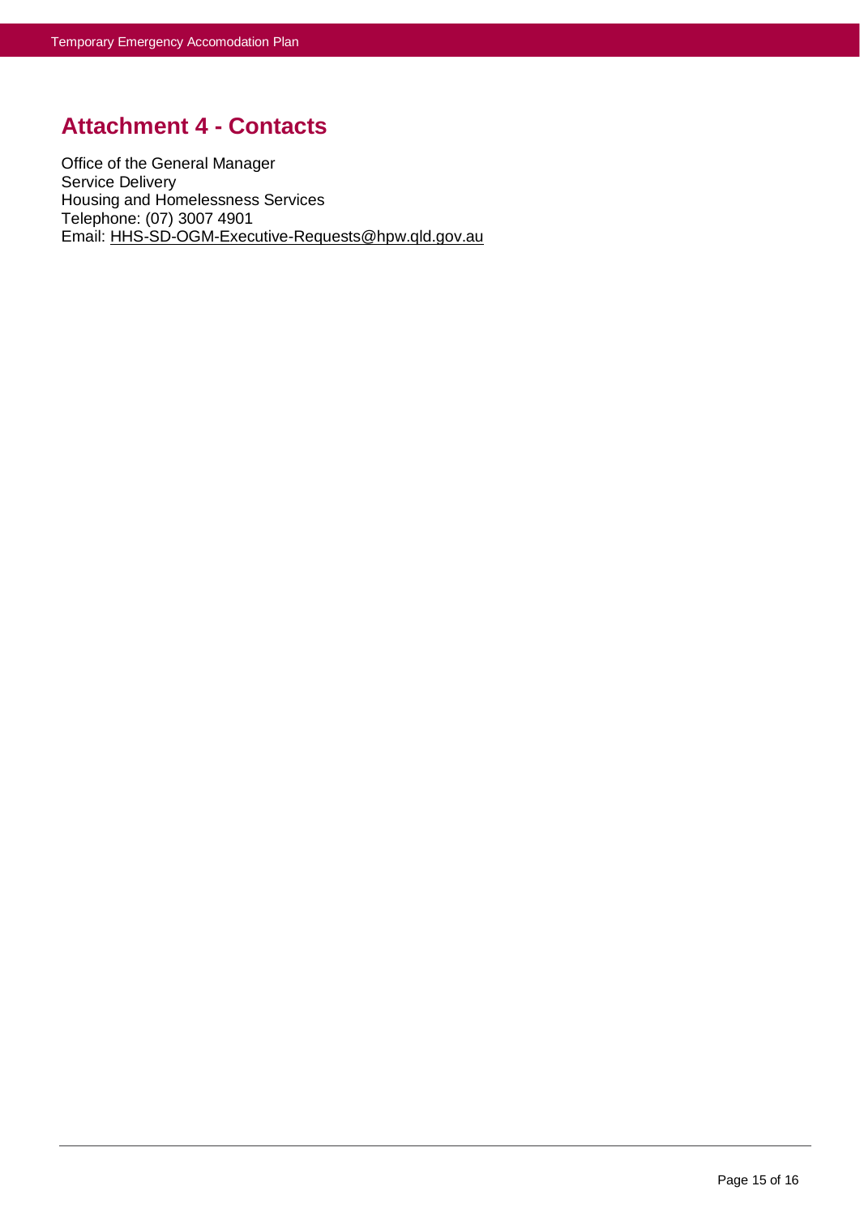## Attachment 4 - Contacts

Office of the General Manager
Service Delivery
Housing and Homelessness Services
Telephone: (07) 3007 4901
Email: HHS-SD-OGM-Executive-Requests@hpw.qld.gov.au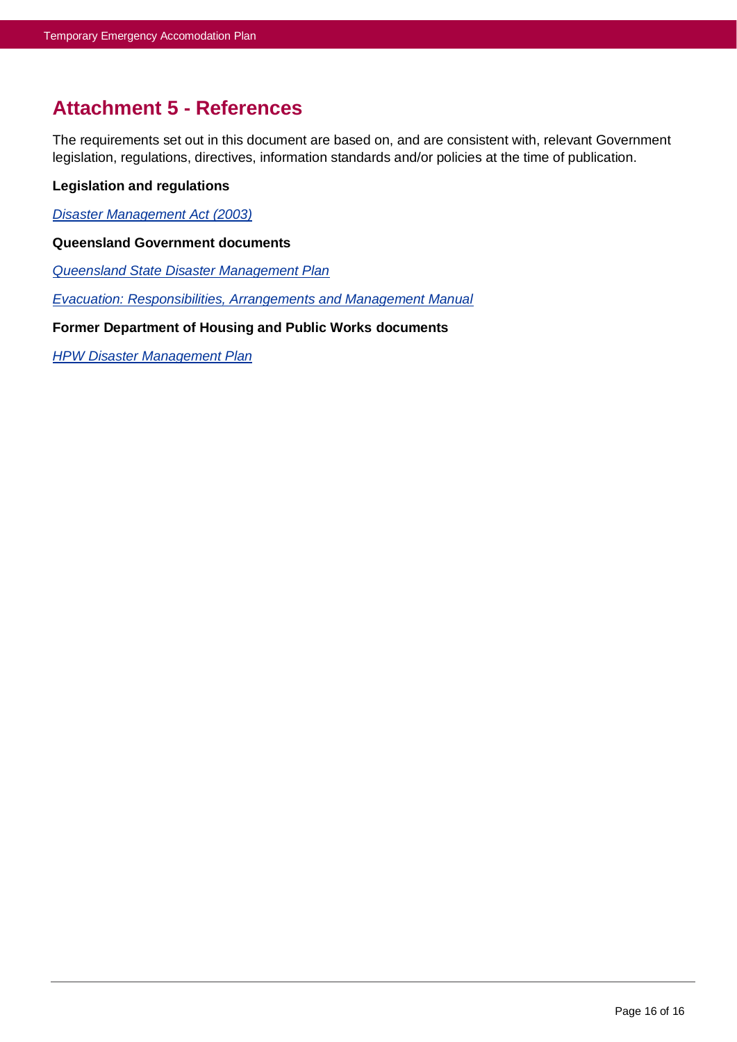## Attachment 5 - References

The requirements set out in this document are based on, and are consistent with, relevant Government legislation, regulations, directives, information standards and/or policies at the time of publication.

**Legislation and regulations**

*Disaster Management Act (2003)*

**Queensland Government documents**

*Queensland State Disaster Management Plan*

*Evacuation: Responsibilities, Arrangements and Management Manual*

**Former Department of Housing and Public Works documents**

*HPW Disaster Management Plan*